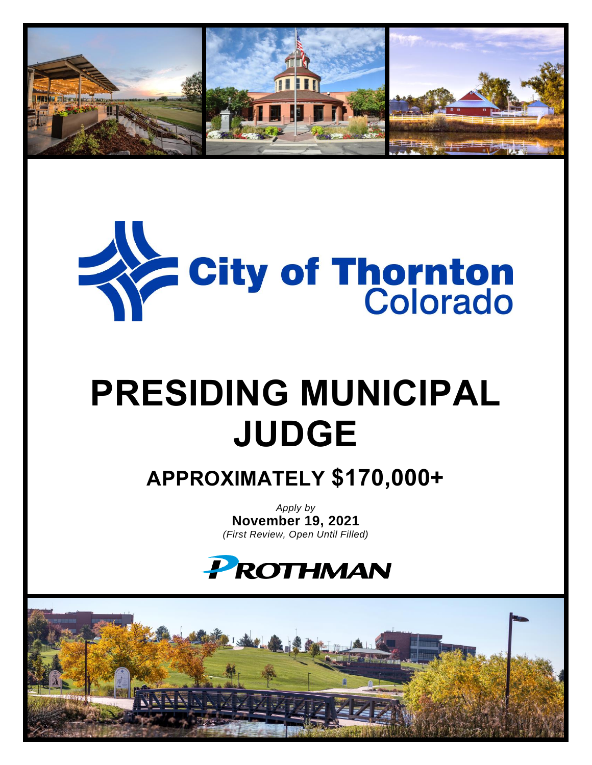City of Thornton
Colorado

# PRESIDING MUNICIPAL JUDGE

## APPROXIMATELY $170,000+

*Apply by*
**November 19, 2021**
*(First Review, Open Until Filled)*

PROTHMAN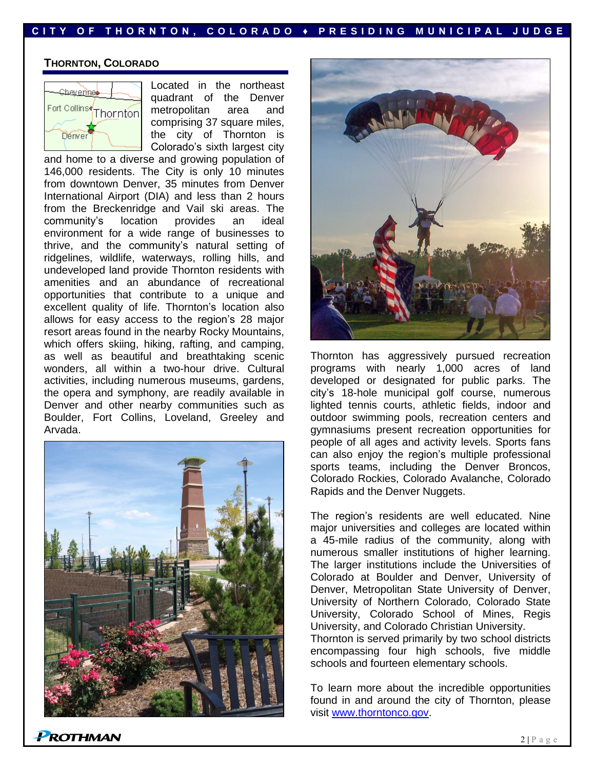## THORNTON, COLORADO

Located in the northeast quadrant of the Denver metropolitan area and comprising 37 square miles, the city of Thornton is Colorado's sixth largest city and home to a diverse and growing population of 146,000 residents. The City is only 10 minutes from downtown Denver, 35 minutes from Denver International Airport (DIA) and less than 2 hours from the Breckenridge and Vail ski areas. The community's location provides an ideal environment for a wide range of businesses to thrive, and the community's natural setting of ridgelines, wildlife, waterways, rolling hills, and undeveloped land provide Thornton residents with amenities and an abundance of recreational opportunities that contribute to a unique and excellent quality of life. Thornton's location also allows for easy access to the region's 28 major resort areas found in the nearby Rocky Mountains, which offers skiing, hiking, rafting, and camping, as well as beautiful and breathtaking scenic wonders, all within a two-hour drive. Cultural activities, including numerous museums, gardens, the opera and symphony, are readily available in Denver and other nearby communities such as Boulder, Fort Collins, Loveland, Greeley and Arvada.

Thornton has aggressively pursued recreation programs with nearly 1,000 acres of land developed or designated for public parks. The city's 18-hole municipal golf course, numerous lighted tennis courts, athletic fields, indoor and outdoor swimming pools, recreation centers and gymnasiums present recreation opportunities for people of all ages and activity levels. Sports fans can also enjoy the region's multiple professional sports teams, including the Denver Broncos, Colorado Rockies, Colorado Avalanche, Colorado Rapids and the Denver Nuggets.

The region's residents are well educated. Nine major universities and colleges are located within a 45-mile radius of the community, along with numerous smaller institutions of higher learning. The larger institutions include the Universities of Colorado at Boulder and Denver, University of Denver, Metropolitan State University of Denver, University of Northern Colorado, Colorado State University, Colorado School of Mines, Regis University, and Colorado Christian University.
Thornton is served primarily by two school districts encompassing four high schools, five middle schools and fourteen elementary schools.

To learn more about the incredible opportunities found in and around the city of Thornton, please visit [www.thorntonco.gov](http://www.thorntonco.gov).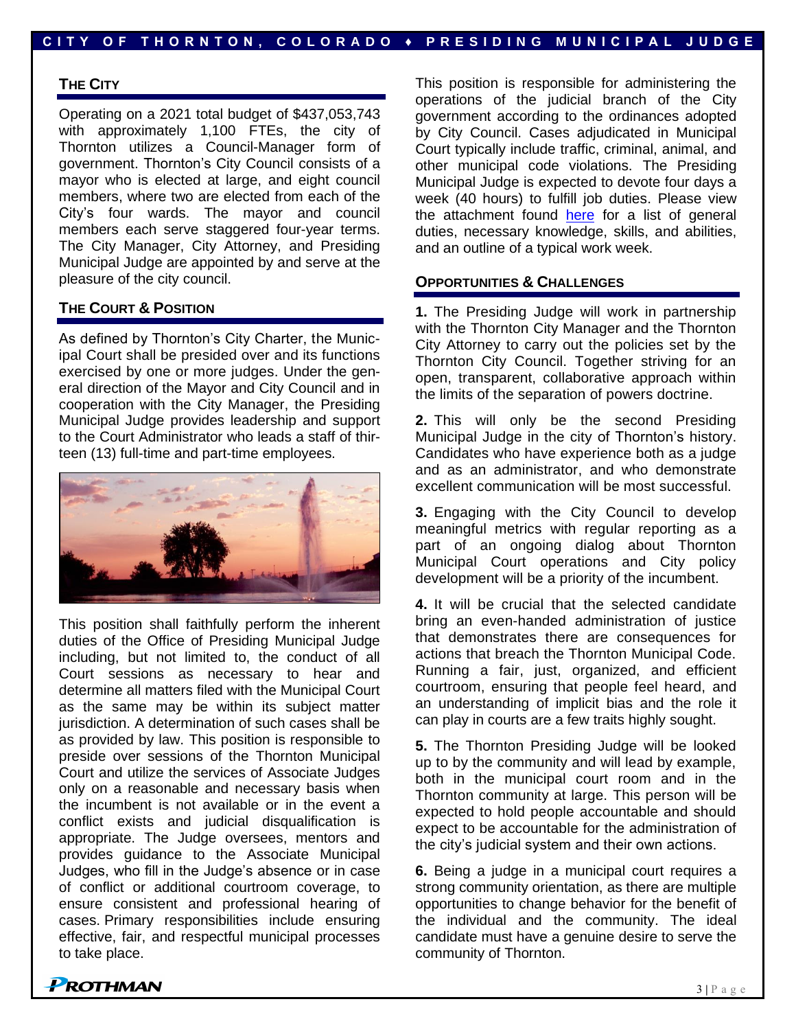## THE CITY

Operating on a 2021 total budget of $437,053,743 with approximately 1,100 FTEs, the city of Thornton utilizes a Council-Manager form of government. Thornton's City Council consists of a mayor who is elected at large, and eight council members, where two are elected from each of the City's four wards. The mayor and council members each serve staggered four-year terms. The City Manager, City Attorney, and Presiding Municipal Judge are appointed by and serve at the pleasure of the city council.

## THE COURT & POSITION

As defined by Thornton's City Charter, the Municipal Court shall be presided over and its functions exercised by one or more judges. Under the general direction of the Mayor and City Council and in cooperation with the City Manager, the Presiding Municipal Judge provides leadership and support to the Court Administrator who leads a staff of thirteen (13) full-time and part-time employees.

This position shall faithfully perform the inherent duties of the Office of Presiding Municipal Judge including, but not limited to, the conduct of all Court sessions as necessary to hear and determine all matters filed with the Municipal Court as the same may be within its subject matter jurisdiction. A determination of such cases shall be as provided by law. This position is responsible to preside over sessions of the Thornton Municipal Court and utilize the services of Associate Judges only on a reasonable and necessary basis when the incumbent is not available or in the event a conflict exists and judicial disqualification is appropriate. The Judge oversees, mentors and provides guidance to the Associate Municipal Judges, who fill in the Judge's absence or in case of conflict or additional courtroom coverage, to ensure consistent and professional hearing of cases. Primary responsibilities include ensuring effective, fair, and respectful municipal processes to take place.

This position is responsible for administering the operations of the judicial branch of the City government according to the ordinances adopted by City Council. Cases adjudicated in Municipal Court typically include traffic, criminal, animal, and other municipal code violations. The Presiding Municipal Judge is expected to devote four days a week (40 hours) to fulfill job duties. Please view the attachment found here for a list of general duties, necessary knowledge, skills, and abilities, and an outline of a typical work week.

## OPPORTUNITIES & CHALLENGES

**1.** The Presiding Judge will work in partnership with the Thornton City Manager and the Thornton City Attorney to carry out the policies set by the Thornton City Council. Together striving for an open, transparent, collaborative approach within the limits of the separation of powers doctrine.

**2.** This will only be the second Presiding Municipal Judge in the city of Thornton's history. Candidates who have experience both as a judge and as an administrator, and who demonstrate excellent communication will be most successful.

**3.** Engaging with the City Council to develop meaningful metrics with regular reporting as a part of an ongoing dialog about Thornton Municipal Court operations and City policy development will be a priority of the incumbent.

**4.** It will be crucial that the selected candidate bring an even-handed administration of justice that demonstrates there are consequences for actions that breach the Thornton Municipal Code. Running a fair, just, organized, and efficient courtroom, ensuring that people feel heard, and an understanding of implicit bias and the role it can play in courts are a few traits highly sought.

**5.** The Thornton Presiding Judge will be looked up to by the community and will lead by example, both in the municipal court room and in the Thornton community at large. This person will be expected to hold people accountable and should expect to be accountable for the administration of the city's judicial system and their own actions.

**6.** Being a judge in a municipal court requires a strong community orientation, as there are multiple opportunities to change behavior for the benefit of the individual and the community. The ideal candidate must have a genuine desire to serve the community of Thornton.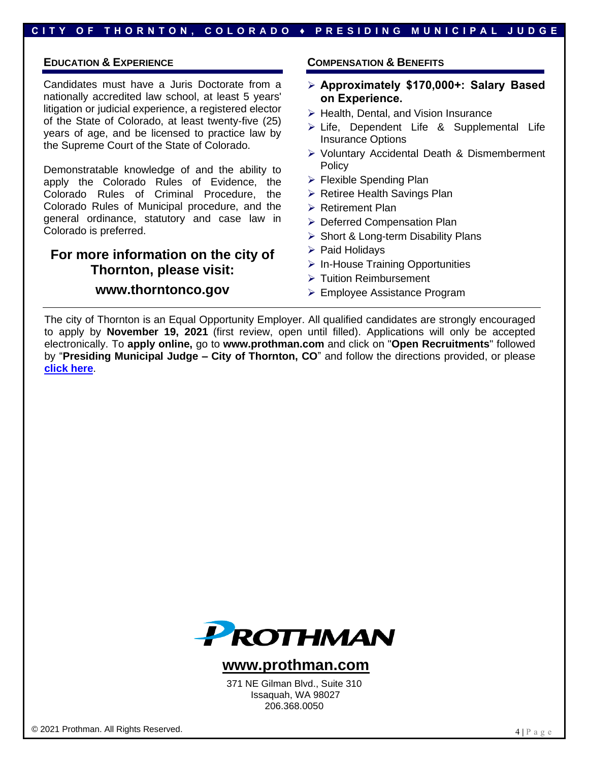## EDUCATION & EXPERIENCE

Candidates must have a Juris Doctorate from a nationally accredited law school, at least 5 years' litigation or judicial experience, a registered elector of the State of Colorado, at least twenty-five (25) years of age, and be licensed to practice law by the Supreme Court of the State of Colorado.

Demonstratable knowledge of and the ability to apply the Colorado Rules of Evidence, the Colorado Rules of Criminal Procedure, the Colorado Rules of Municipal procedure, and the general ordinance, statutory and case law in Colorado is preferred.

### For more information on the city of Thornton, please visit:

### www.thorntonco.gov

## COMPENSATION & BENEFITS

- **Approximately $170,000+: Salary Based on Experience.**
- Health, Dental, and Vision Insurance
- Life, Dependent Life & Supplemental Life Insurance Options
- Voluntary Accidental Death & Dismemberment Policy
- Flexible Spending Plan
- Retiree Health Savings Plan
- Retirement Plan
- Deferred Compensation Plan
- Short & Long-term Disability Plans
- Paid Holidays
- In-House Training Opportunities
- Tuition Reimbursement
- Employee Assistance Program

The city of Thornton is an Equal Opportunity Employer. All qualified candidates are strongly encouraged to apply by **November 19, 2021** (first review, open until filled). Applications will only be accepted electronically. To **apply online,** go to **www.prothman.com** and click on "**Open Recruitments**" followed by "**Presiding Municipal Judge – City of Thornton, CO**" and follow the directions provided, or please **click here**.

PROTHMAN

**www.prothman.com**

371 NE Gilman Blvd., Suite 310
Issaquah, WA 98027
206.368.0050

© 2021 Prothman. All Rights Reserved.